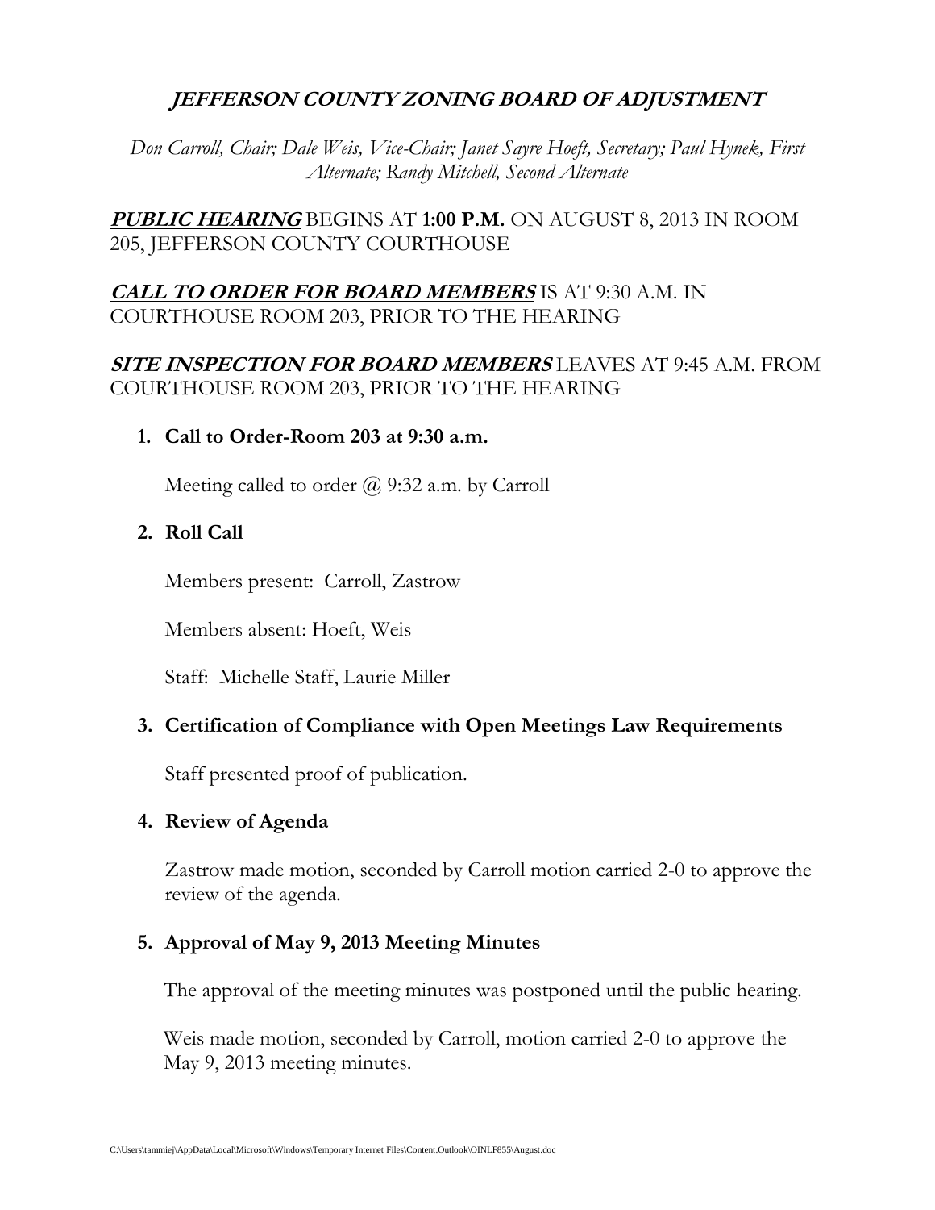# *JEFFERSON COUNTY ZONING BOARD OF ADJUSTMENT*

*Don Carroll, Chair; Dale Weis, Vice-Chair; Janet Sayre Hoeft, Secretary; Paul Hynek, First Alternate; Randy Mitchell, Second Alternate*

***PUBLIC HEARING*** BEGINS AT **1:00 P.M.** ON AUGUST 8, 2013 IN ROOM 205, JEFFERSON COUNTY COURTHOUSE

***CALL TO ORDER FOR BOARD MEMBERS*** IS AT 9:30 A.M. IN COURTHOUSE ROOM 203, PRIOR TO THE HEARING

***SITE INSPECTION FOR BOARD MEMBERS*** LEAVES AT 9:45 A.M. FROM COURTHOUSE ROOM 203, PRIOR TO THE HEARING

1. **Call to Order-Room 203 at 9:30 a.m.**

   Meeting called to order @ 9:32 a.m. by Carroll

2. **Roll Call**

   Members present: Carroll, Zastrow

   Members absent: Hoeft, Weis

   Staff: Michelle Staff, Laurie Miller

3. **Certification of Compliance with Open Meetings Law Requirements**

   Staff presented proof of publication.

4. **Review of Agenda**

   Zastrow made motion, seconded by Carroll motion carried 2-0 to approve the review of the agenda.

5. **Approval of May 9, 2013 Meeting Minutes**

   The approval of the meeting minutes was postponed until the public hearing.

   Weis made motion, seconded by Carroll, motion carried 2-0 to approve the May 9, 2013 meeting minutes.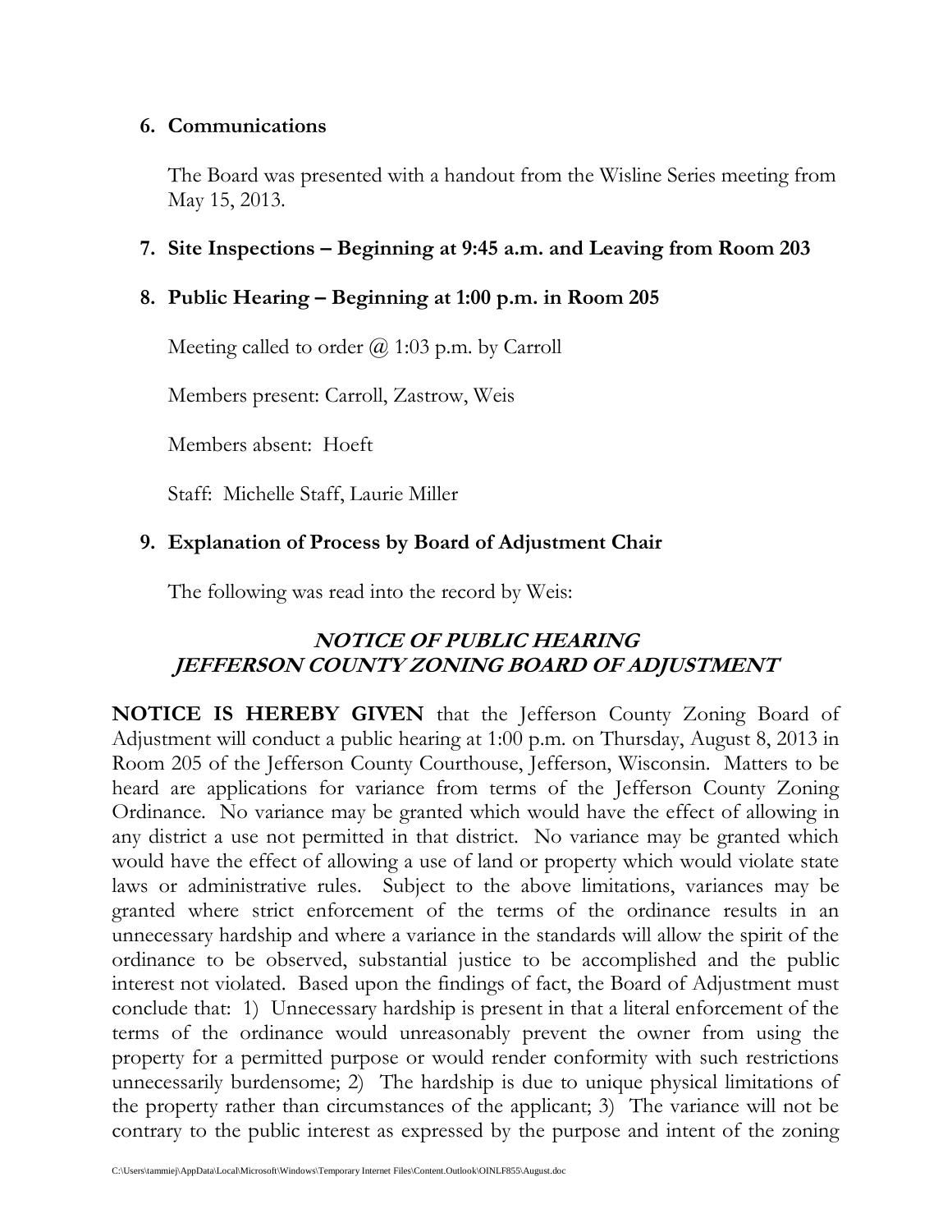**6. Communications**

The Board was presented with a handout from the Wisline Series meeting from May 15, 2013.

**7. Site Inspections – Beginning at 9:45 a.m. and Leaving from Room 203**

**8. Public Hearing – Beginning at 1:00 p.m. in Room 205**

Meeting called to order @ 1:03 p.m. by Carroll

Members present: Carroll, Zastrow, Weis

Members absent: Hoeft

Staff: Michelle Staff, Laurie Miller

**9. Explanation of Process by Board of Adjustment Chair**

The following was read into the record by Weis:

***NOTICE OF PUBLIC HEARING***
***JEFFERSON COUNTY ZONING BOARD OF ADJUSTMENT***

**NOTICE IS HEREBY GIVEN** that the Jefferson County Zoning Board of Adjustment will conduct a public hearing at 1:00 p.m. on Thursday, August 8, 2013 in Room 205 of the Jefferson County Courthouse, Jefferson, Wisconsin. Matters to be heard are applications for variance from terms of the Jefferson County Zoning Ordinance. No variance may be granted which would have the effect of allowing in any district a use not permitted in that district. No variance may be granted which would have the effect of allowing a use of land or property which would violate state laws or administrative rules. Subject to the above limitations, variances may be granted where strict enforcement of the terms of the ordinance results in an unnecessary hardship and where a variance in the standards will allow the spirit of the ordinance to be observed, substantial justice to be accomplished and the public interest not violated. Based upon the findings of fact, the Board of Adjustment must conclude that: 1) Unnecessary hardship is present in that a literal enforcement of the terms of the ordinance would unreasonably prevent the owner from using the property for a permitted purpose or would render conformity with such restrictions unnecessarily burdensome; 2) The hardship is due to unique physical limitations of the property rather than circumstances of the applicant; 3) The variance will not be contrary to the public interest as expressed by the purpose and intent of the zoning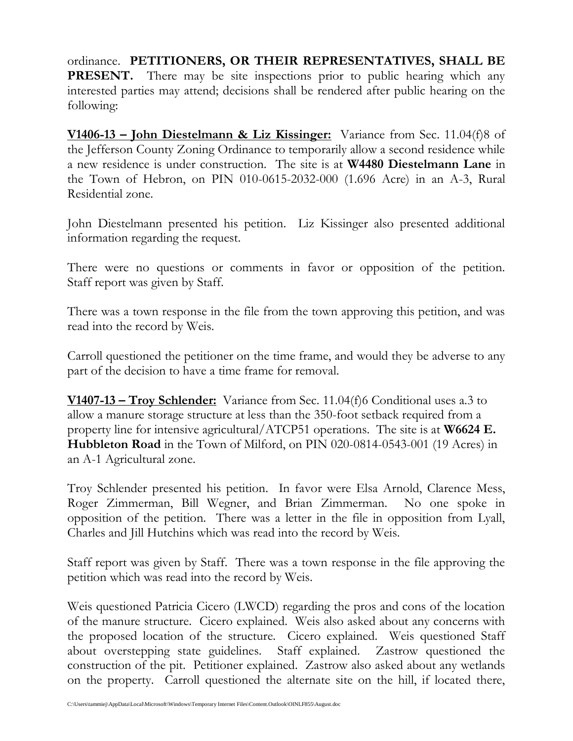ordinance. **PETITIONERS, OR THEIR REPRESENTATIVES, SHALL BE PRESENT.** There may be site inspections prior to public hearing which any interested parties may attend; decisions shall be rendered after public hearing on the following:

**V1406-13 – John Diestelmann & Liz Kissinger:** Variance from Sec. 11.04(f)8 of the Jefferson County Zoning Ordinance to temporarily allow a second residence while a new residence is under construction. The site is at **W4480 Diestelmann Lane** in the Town of Hebron, on PIN 010-0615-2032-000 (1.696 Acre) in an A-3, Rural Residential zone.

John Diestelmann presented his petition. Liz Kissinger also presented additional information regarding the request.

There were no questions or comments in favor or opposition of the petition. Staff report was given by Staff.

There was a town response in the file from the town approving this petition, and was read into the record by Weis.

Carroll questioned the petitioner on the time frame, and would they be adverse to any part of the decision to have a time frame for removal.

**V1407-13 – Troy Schlender:** Variance from Sec. 11.04(f)6 Conditional uses a.3 to allow a manure storage structure at less than the 350-foot setback required from a property line for intensive agricultural/ATCP51 operations. The site is at **W6624 E. Hubbleton Road** in the Town of Milford, on PIN 020-0814-0543-001 (19 Acres) in an A-1 Agricultural zone.

Troy Schlender presented his petition. In favor were Elsa Arnold, Clarence Mess, Roger Zimmerman, Bill Wegner, and Brian Zimmerman. No one spoke in opposition of the petition. There was a letter in the file in opposition from Lyall, Charles and Jill Hutchins which was read into the record by Weis.

Staff report was given by Staff. There was a town response in the file approving the petition which was read into the record by Weis.

Weis questioned Patricia Cicero (LWCD) regarding the pros and cons of the location of the manure structure. Cicero explained. Weis also asked about any concerns with the proposed location of the structure. Cicero explained. Weis questioned Staff about overstepping state guidelines. Staff explained. Zastrow questioned the construction of the pit. Petitioner explained. Zastrow also asked about any wetlands on the property. Carroll questioned the alternate site on the hill, if located there,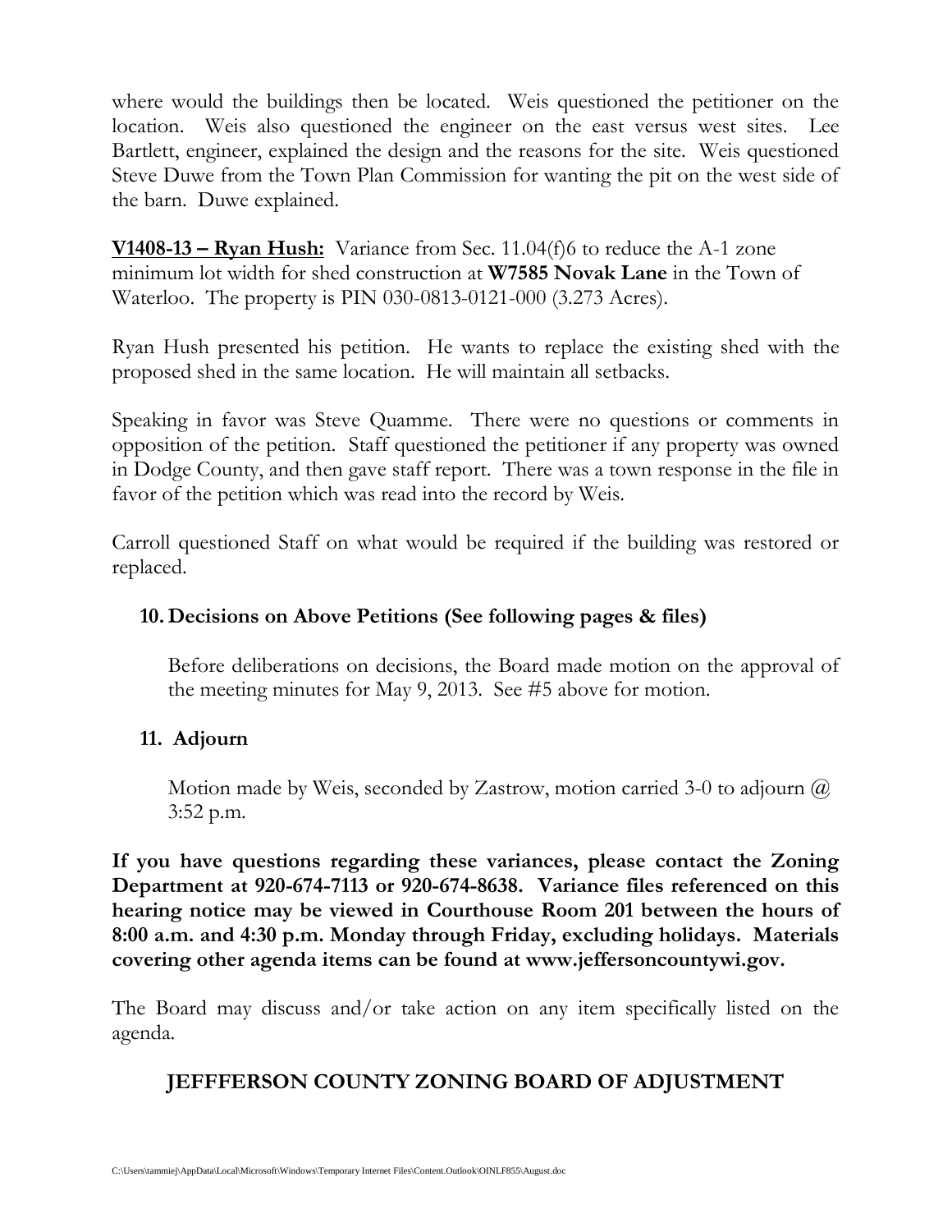where would the buildings then be located. Weis questioned the petitioner on the location. Weis also questioned the engineer on the east versus west sites. Lee Bartlett, engineer, explained the design and the reasons for the site. Weis questioned Steve Duwe from the Town Plan Commission for wanting the pit on the west side of the barn. Duwe explained.

**V1408-13 – Ryan Hush:** Variance from Sec. 11.04(f)6 to reduce the A-1 zone minimum lot width for shed construction at **W7585 Novak Lane** in the Town of Waterloo. The property is PIN 030-0813-0121-000 (3.273 Acres).

Ryan Hush presented his petition. He wants to replace the existing shed with the proposed shed in the same location. He will maintain all setbacks.

Speaking in favor was Steve Quamme. There were no questions or comments in opposition of the petition. Staff questioned the petitioner if any property was owned in Dodge County, and then gave staff report. There was a town response in the file in favor of the petition which was read into the record by Weis.

Carroll questioned Staff on what would be required if the building was restored or replaced.

**10. Decisions on Above Petitions (See following pages & files)**

Before deliberations on decisions, the Board made motion on the approval of the meeting minutes for May 9, 2013. See #5 above for motion.

**11. Adjourn**

Motion made by Weis, seconded by Zastrow, motion carried 3-0 to adjourn @ 3:52 p.m.

**If you have questions regarding these variances, please contact the Zoning Department at 920-674-7113 or 920-674-8638. Variance files referenced on this hearing notice may be viewed in Courthouse Room 201 between the hours of 8:00 a.m. and 4:30 p.m. Monday through Friday, excluding holidays. Materials covering other agenda items can be found at www.jeffersoncountywi.gov.**

The Board may discuss and/or take action on any item specifically listed on the agenda.

**JEFFFERSON COUNTY ZONING BOARD OF ADJUSTMENT**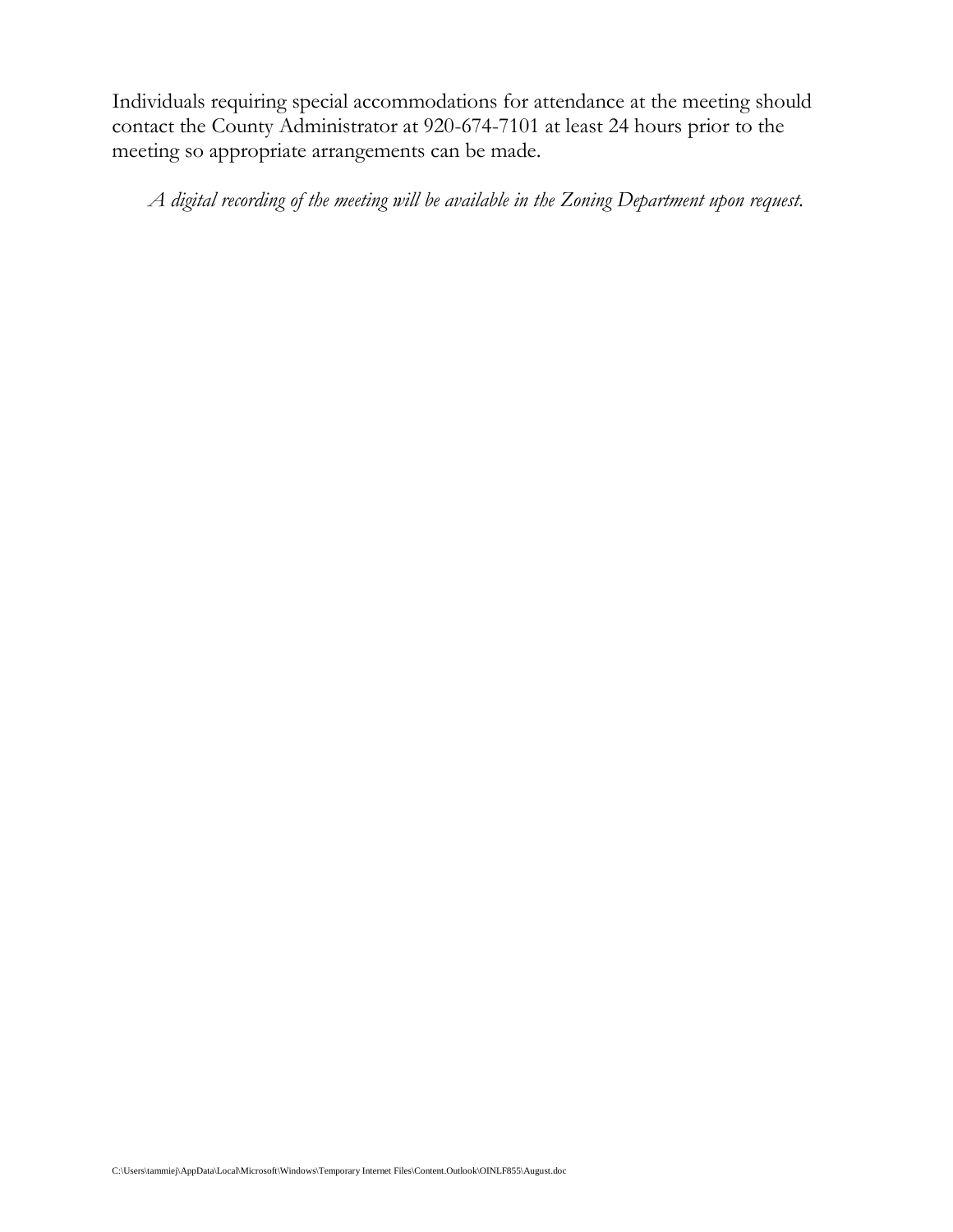Individuals requiring special accommodations for attendance at the meeting should contact the County Administrator at 920-674-7101 at least 24 hours prior to the meeting so appropriate arrangements can be made.

*A digital recording of the meeting will be available in the Zoning Department upon request.*

C:\Users\tammiej\AppData\Local\Microsoft\Windows\Temporary Internet Files\Content.Outlook\OINLF855\August.doc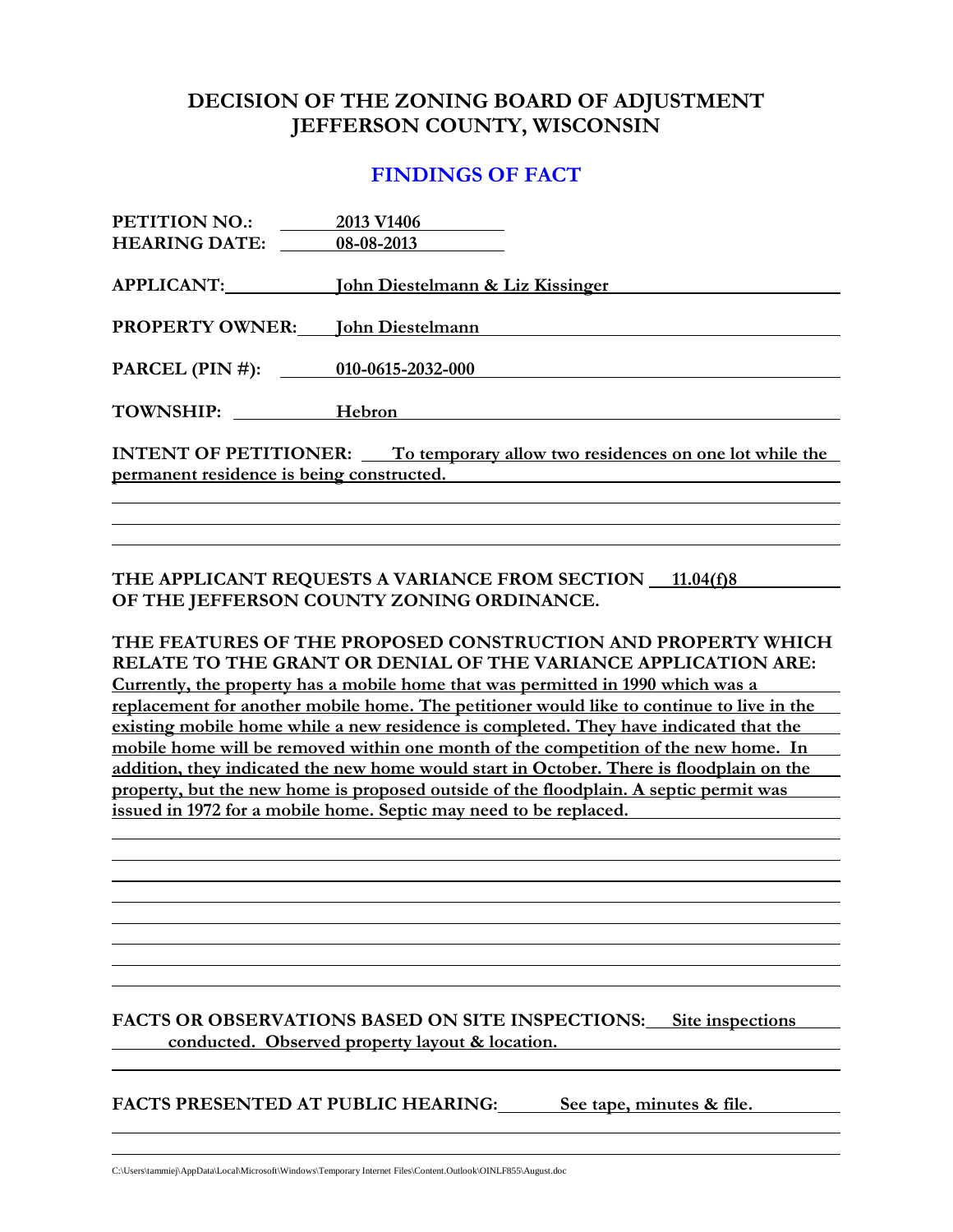# DECISION OF THE ZONING BOARD OF ADJUSTMENT
# JEFFERSON COUNTY, WISCONSIN

## FINDINGS OF FACT

**PETITION NO.:** 2013 V1406
**HEARING DATE:** 08-08-2013

**APPLICANT:** John Diestelmann & Liz Kissinger

**PROPERTY OWNER:** John Diestelmann

**PARCEL (PIN #):** 010-0615-2032-000

**TOWNSHIP:** Hebron

**INTENT OF PETITIONER:** To temporary allow two residences on one lot while the permanent residence is being constructed.

**THE APPLICANT REQUESTS A VARIANCE FROM SECTION** 11.04(f)8 **OF THE JEFFERSON COUNTY ZONING ORDINANCE.**

**THE FEATURES OF THE PROPOSED CONSTRUCTION AND PROPERTY WHICH RELATE TO THE GRANT OR DENIAL OF THE VARIANCE APPLICATION ARE:** Currently, the property has a mobile home that was permitted in 1990 which was a replacement for another mobile home. The petitioner would like to continue to live in the existing mobile home while a new residence is completed. They have indicated that the mobile home will be removed within one month of the competition of the new home. In addition, they indicated the new home would start in October. There is floodplain on the property, but the new home is proposed outside of the floodplain. A septic permit was issued in 1972 for a mobile home. Septic may need to be replaced.

**FACTS OR OBSERVATIONS BASED ON SITE INSPECTIONS:** Site inspections conducted. Observed property layout & location.

**FACTS PRESENTED AT PUBLIC HEARING:** See tape, minutes & file.

C:\Users\tammiej\AppData\Local\Microsoft\Windows\Temporary Internet Files\Content.Outlook\OINLF855\August.doc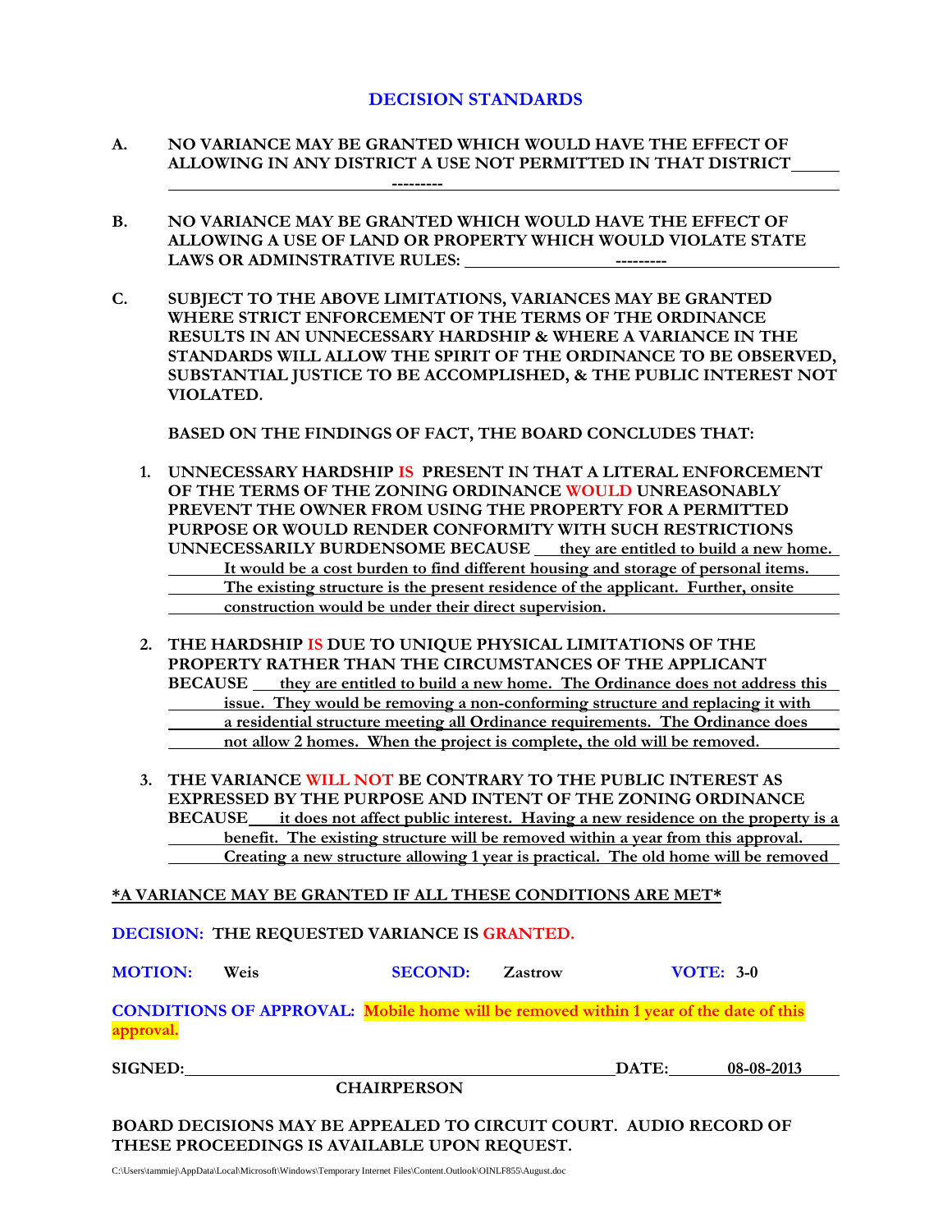## DECISION STANDARDS

**A. NO VARIANCE MAY BE GRANTED WHICH WOULD HAVE THE EFFECT OF ALLOWING IN ANY DISTRICT A USE NOT PERMITTED IN THAT DISTRICT** ---------

**B. NO VARIANCE MAY BE GRANTED WHICH WOULD HAVE THE EFFECT OF ALLOWING A USE OF LAND OR PROPERTY WHICH WOULD VIOLATE STATE LAWS OR ADMINSTRATIVE RULES:** ---------

**C. SUBJECT TO THE ABOVE LIMITATIONS, VARIANCES MAY BE GRANTED WHERE STRICT ENFORCEMENT OF THE TERMS OF THE ORDINANCE RESULTS IN AN UNNECESSARY HARDSHIP & WHERE A VARIANCE IN THE STANDARDS WILL ALLOW THE SPIRIT OF THE ORDINANCE TO BE OBSERVED, SUBSTANTIAL JUSTICE TO BE ACCOMPLISHED, & THE PUBLIC INTEREST NOT VIOLATED.**

**BASED ON THE FINDINGS OF FACT, THE BOARD CONCLUDES THAT:**

1. **UNNECESSARY HARDSHIP IS PRESENT IN THAT A LITERAL ENFORCEMENT OF THE TERMS OF THE ZONING ORDINANCE WOULD UNREASONABLY PREVENT THE OWNER FROM USING THE PROPERTY FOR A PERMITTED PURPOSE OR WOULD RENDER CONFORMITY WITH SUCH RESTRICTIONS UNNECESSARILY BURDENSOME BECAUSE** they are entitled to build a new home. It would be a cost burden to find different housing and storage of personal items. The existing structure is the present residence of the applicant. Further, onsite construction would be under their direct supervision.

2. **THE HARDSHIP IS DUE TO UNIQUE PHYSICAL LIMITATIONS OF THE PROPERTY RATHER THAN THE CIRCUMSTANCES OF THE APPLICANT BECAUSE** they are entitled to build a new home. The Ordinance does not address this issue. They would be removing a non-conforming structure and replacing it with a residential structure meeting all Ordinance requirements. The Ordinance does not allow 2 homes. When the project is complete, the old will be removed.

3. **THE VARIANCE WILL NOT BE CONTRARY TO THE PUBLIC INTEREST AS EXPRESSED BY THE PURPOSE AND INTENT OF THE ZONING ORDINANCE BECAUSE** it does not affect public interest. Having a new residence on the property is a benefit. The existing structure will be removed within a year from this approval. Creating a new structure allowing 1 year is practical. The old home will be removed

***A VARIANCE MAY BE GRANTED IF ALL THESE CONDITIONS ARE MET***

**DECISION: THE REQUESTED VARIANCE IS GRANTED.**

**MOTION:** Weis **SECOND:** Zastrow **VOTE:** 3-0

**CONDITIONS OF APPROVAL: Mobile home will be removed within 1 year of the date of this approval.**

**SIGNED:** ______________________________ **DATE:** 08-08-2013

**CHAIRPERSON**

**BOARD DECISIONS MAY BE APPEALED TO CIRCUIT COURT. AUDIO RECORD OF THESE PROCEEDINGS IS AVAILABLE UPON REQUEST.**

C:\Users\tammiej\AppData\Local\Microsoft\Windows\Temporary Internet Files\Content.Outlook\OINLF855\August.doc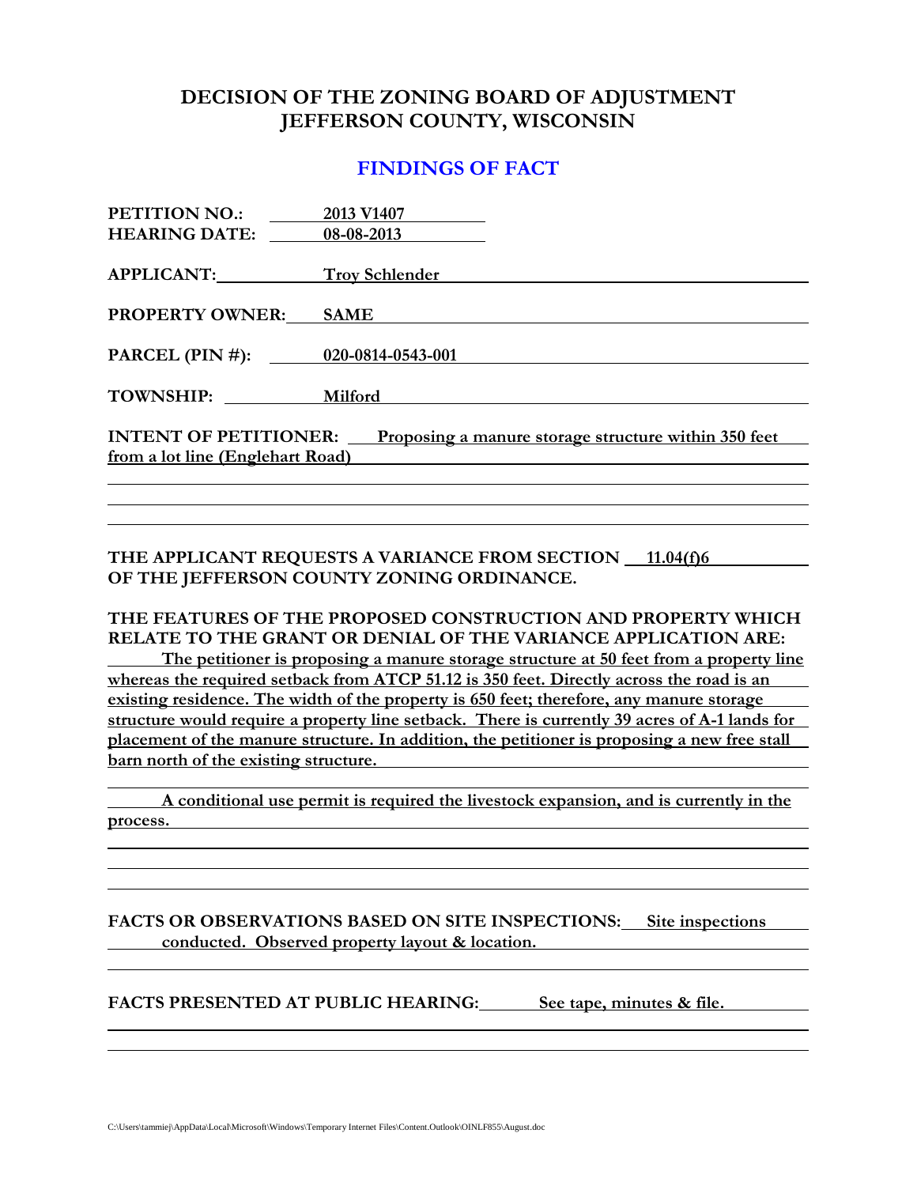# DECISION OF THE ZONING BOARD OF ADJUSTMENT
# JEFFERSON COUNTY, WISCONSIN

## FINDINGS OF FACT

**PETITION NO.:** 2013 V1407
**HEARING DATE:** 08-08-2013

**APPLICANT:** Troy Schlender

**PROPERTY OWNER:** SAME

**PARCEL (PIN #):** 020-0814-0543-001

**TOWNSHIP:** Milford

**INTENT OF PETITIONER:** Proposing a manure storage structure within 350 feet from a lot line (Englehart Road)

**THE APPLICANT REQUESTS A VARIANCE FROM SECTION** 11.04(f)6 **OF THE JEFFERSON COUNTY ZONING ORDINANCE.**

**THE FEATURES OF THE PROPOSED CONSTRUCTION AND PROPERTY WHICH RELATE TO THE GRANT OR DENIAL OF THE VARIANCE APPLICATION ARE:**

The petitioner is proposing a manure storage structure at 50 feet from a property line whereas the required setback from ATCP 51.12 is 350 feet. Directly across the road is an existing residence. The width of the property is 650 feet; therefore, any manure storage structure would require a property line setback. There is currently 39 acres of A-1 lands for placement of the manure structure. In addition, the petitioner is proposing a new free stall barn north of the existing structure.

A conditional use permit is required the livestock expansion, and is currently in the process.

**FACTS OR OBSERVATIONS BASED ON SITE INSPECTIONS:** Site inspections conducted. Observed property layout & location.

**FACTS PRESENTED AT PUBLIC HEARING:** See tape, minutes & file.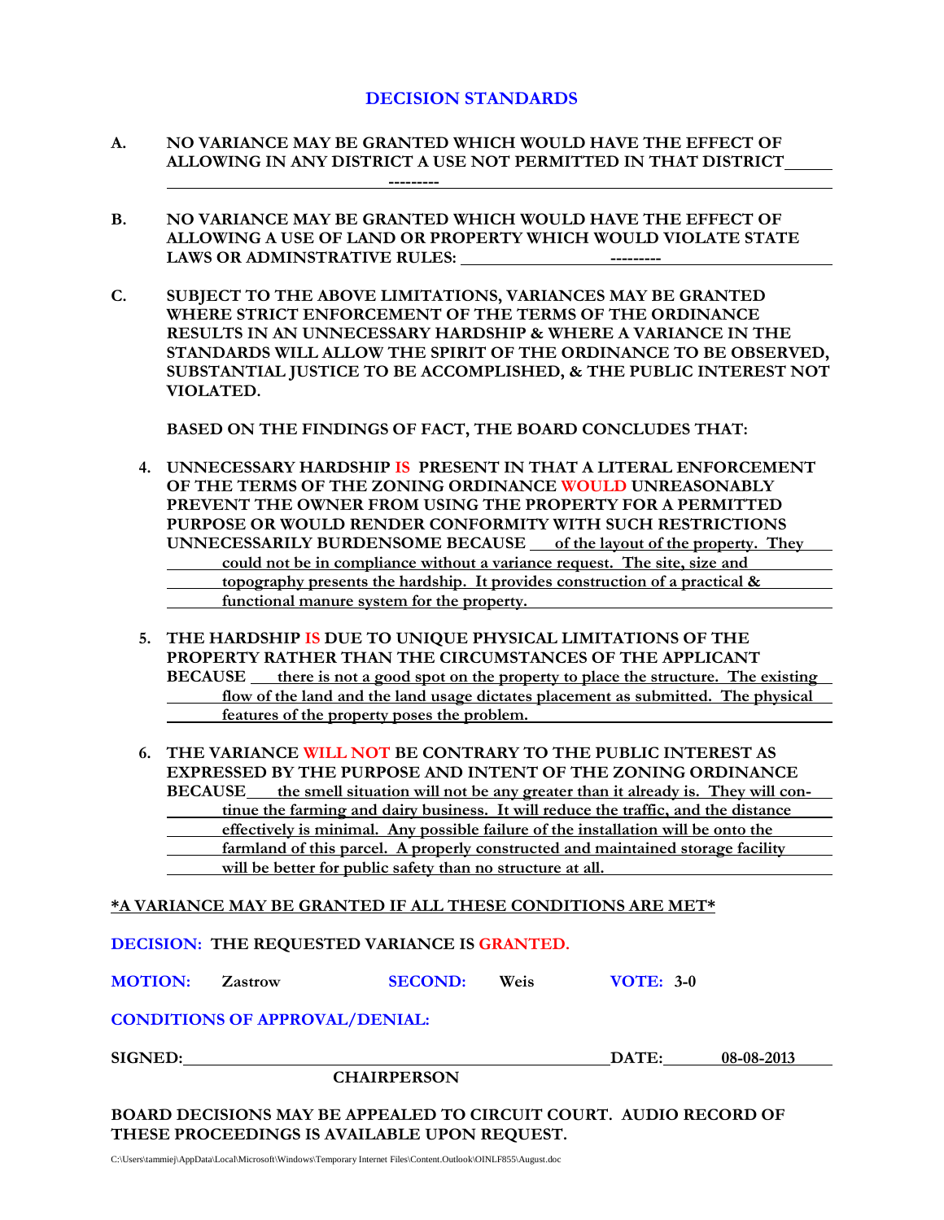## DECISION STANDARDS

**A. NO VARIANCE MAY BE GRANTED WHICH WOULD HAVE THE EFFECT OF ALLOWING IN ANY DISTRICT A USE NOT PERMITTED IN THAT DISTRICT** ---------

**B. NO VARIANCE MAY BE GRANTED WHICH WOULD HAVE THE EFFECT OF ALLOWING A USE OF LAND OR PROPERTY WHICH WOULD VIOLATE STATE LAWS OR ADMINSTRATIVE RULES:** ---------

**C. SUBJECT TO THE ABOVE LIMITATIONS, VARIANCES MAY BE GRANTED WHERE STRICT ENFORCEMENT OF THE TERMS OF THE ORDINANCE RESULTS IN AN UNNECESSARY HARDSHIP & WHERE A VARIANCE IN THE STANDARDS WILL ALLOW THE SPIRIT OF THE ORDINANCE TO BE OBSERVED, SUBSTANTIAL JUSTICE TO BE ACCOMPLISHED, & THE PUBLIC INTEREST NOT VIOLATED.**

**BASED ON THE FINDINGS OF FACT, THE BOARD CONCLUDES THAT:**

4. **UNNECESSARY HARDSHIP IS PRESENT IN THAT A LITERAL ENFORCEMENT OF THE TERMS OF THE ZONING ORDINANCE WOULD UNREASONABLY PREVENT THE OWNER FROM USING THE PROPERTY FOR A PERMITTED PURPOSE OR WOULD RENDER CONFORMITY WITH SUCH RESTRICTIONS UNNECESSARILY BURDENSOME BECAUSE** of the layout of the property. They could not be in compliance without a variance request. The site, size and topography presents the hardship. It provides construction of a practical & functional manure system for the property.

5. **THE HARDSHIP IS DUE TO UNIQUE PHYSICAL LIMITATIONS OF THE PROPERTY RATHER THAN THE CIRCUMSTANCES OF THE APPLICANT BECAUSE** there is not a good spot on the property to place the structure. The existing flow of the land and the land usage dictates placement as submitted. The physical features of the property poses the problem.

6. **THE VARIANCE WILL NOT BE CONTRARY TO THE PUBLIC INTEREST AS EXPRESSED BY THE PURPOSE AND INTENT OF THE ZONING ORDINANCE BECAUSE** the smell situation will not be any greater than it already is. They will continue the farming and dairy business. It will reduce the traffic, and the distance effectively is minimal. Any possible failure of the installation will be onto the farmland of this parcel. A properly constructed and maintained storage facility will be better for public safety than no structure at all.

**\*A VARIANCE MAY BE GRANTED IF ALL THESE CONDITIONS ARE MET\***

**DECISION: THE REQUESTED VARIANCE IS GRANTED.**

**MOTION:** Zastrow **SECOND:** Weis **VOTE: 3-0**

**CONDITIONS OF APPROVAL/DENIAL:**

**SIGNED:** ______________________________ **DATE:** 08-08-2013

**CHAIRPERSON**

**BOARD DECISIONS MAY BE APPEALED TO CIRCUIT COURT. AUDIO RECORD OF THESE PROCEEDINGS IS AVAILABLE UPON REQUEST.**

C:\Users\tammiej\AppData\Local\Microsoft\Windows\Temporary Internet Files\Content.Outlook\OINLF855\August.doc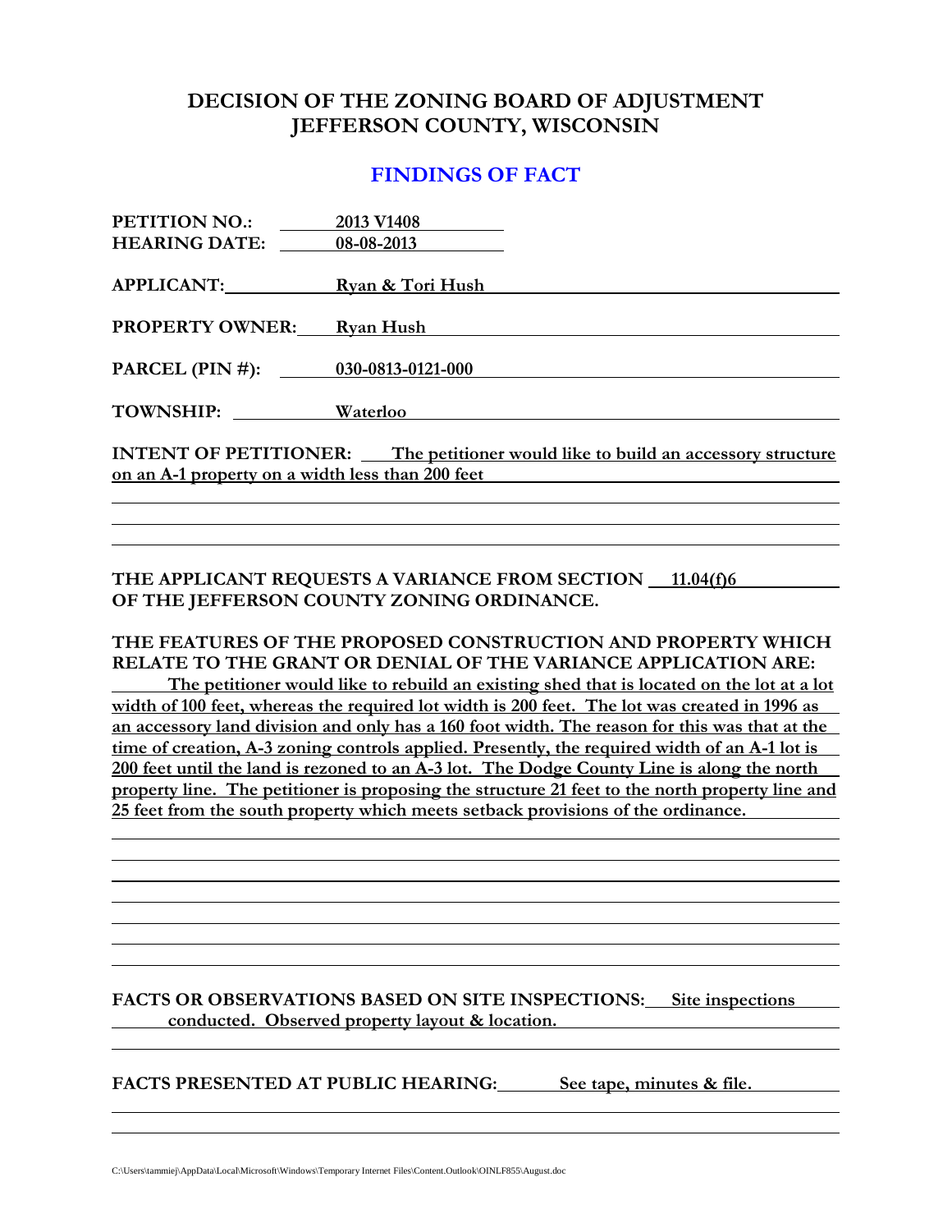# DECISION OF THE ZONING BOARD OF ADJUSTMENT
# JEFFERSON COUNTY, WISCONSIN

## FINDINGS OF FACT

**PETITION NO.:** 2013 V1408
**HEARING DATE:** 08-08-2013

**APPLICANT:** Ryan & Tori Hush

**PROPERTY OWNER:** Ryan Hush

**PARCEL (PIN #):** 030-0813-0121-000

**TOWNSHIP:** Waterloo

**INTENT OF PETITIONER:** The petitioner would like to build an accessory structure on an A-1 property on a width less than 200 feet

**THE APPLICANT REQUESTS A VARIANCE FROM SECTION** 11.04(f)6 **OF THE JEFFERSON COUNTY ZONING ORDINANCE.**

**THE FEATURES OF THE PROPOSED CONSTRUCTION AND PROPERTY WHICH RELATE TO THE GRANT OR DENIAL OF THE VARIANCE APPLICATION ARE:**

The petitioner would like to rebuild an existing shed that is located on the lot at a lot width of 100 feet, whereas the required lot width is 200 feet. The lot was created in 1996 as an accessory land division and only has a 160 foot width. The reason for this was that at the time of creation, A-3 zoning controls applied. Presently, the required width of an A-1 lot is 200 feet until the land is rezoned to an A-3 lot. The Dodge County Line is along the north property line. The petitioner is proposing the structure 21 feet to the north property line and 25 feet from the south property which meets setback provisions of the ordinance.

**FACTS OR OBSERVATIONS BASED ON SITE INSPECTIONS:** Site inspections conducted. Observed property layout & location.

**FACTS PRESENTED AT PUBLIC HEARING:** See tape, minutes & file.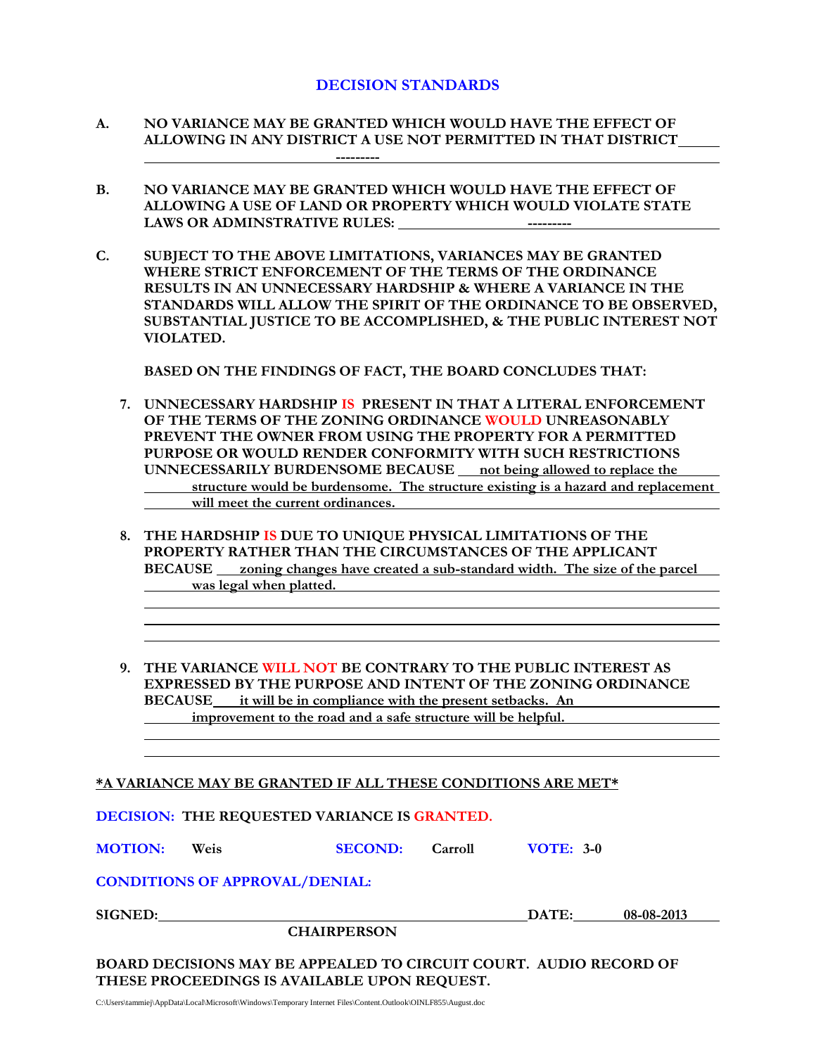## DECISION STANDARDS

**A. NO VARIANCE MAY BE GRANTED WHICH WOULD HAVE THE EFFECT OF ALLOWING IN ANY DISTRICT A USE NOT PERMITTED IN THAT DISTRICT** ---------

**B. NO VARIANCE MAY BE GRANTED WHICH WOULD HAVE THE EFFECT OF ALLOWING A USE OF LAND OR PROPERTY WHICH WOULD VIOLATE STATE LAWS OR ADMINSTRATIVE RULES:** ---------

**C. SUBJECT TO THE ABOVE LIMITATIONS, VARIANCES MAY BE GRANTED WHERE STRICT ENFORCEMENT OF THE TERMS OF THE ORDINANCE RESULTS IN AN UNNECESSARY HARDSHIP & WHERE A VARIANCE IN THE STANDARDS WILL ALLOW THE SPIRIT OF THE ORDINANCE TO BE OBSERVED, SUBSTANTIAL JUSTICE TO BE ACCOMPLISHED, & THE PUBLIC INTEREST NOT VIOLATED.**

**BASED ON THE FINDINGS OF FACT, THE BOARD CONCLUDES THAT:**

7. **UNNECESSARY HARDSHIP IS PRESENT IN THAT A LITERAL ENFORCEMENT OF THE TERMS OF THE ZONING ORDINANCE WOULD UNREASONABLY PREVENT THE OWNER FROM USING THE PROPERTY FOR A PERMITTED PURPOSE OR WOULD RENDER CONFORMITY WITH SUCH RESTRICTIONS UNNECESSARILY BURDENSOME BECAUSE** not being allowed to replace the structure would be burdensome. The structure existing is a hazard and replacement will meet the current ordinances.

8. **THE HARDSHIP IS DUE TO UNIQUE PHYSICAL LIMITATIONS OF THE PROPERTY RATHER THAN THE CIRCUMSTANCES OF THE APPLICANT BECAUSE** zoning changes have created a sub-standard width. The size of the parcel was legal when platted.

9. **THE VARIANCE WILL NOT BE CONTRARY TO THE PUBLIC INTEREST AS EXPRESSED BY THE PURPOSE AND INTENT OF THE ZONING ORDINANCE BECAUSE** it will be in compliance with the present setbacks. An improvement to the road and a safe structure will be helpful.

**\*A VARIANCE MAY BE GRANTED IF ALL THESE CONDITIONS ARE MET\***

**DECISION: THE REQUESTED VARIANCE IS GRANTED.**

**MOTION:** Weis **SECOND:** Carroll **VOTE:** 3-0

**CONDITIONS OF APPROVAL/DENIAL:**

**SIGNED:** ______________________ **DATE:** 08-08-2013

**CHAIRPERSON**

**BOARD DECISIONS MAY BE APPEALED TO CIRCUIT COURT. AUDIO RECORD OF THESE PROCEEDINGS IS AVAILABLE UPON REQUEST.**

C:\Users\tammiej\AppData\Local\Microsoft\Windows\Temporary Internet Files\Content.Outlook\OINLF855\August.doc